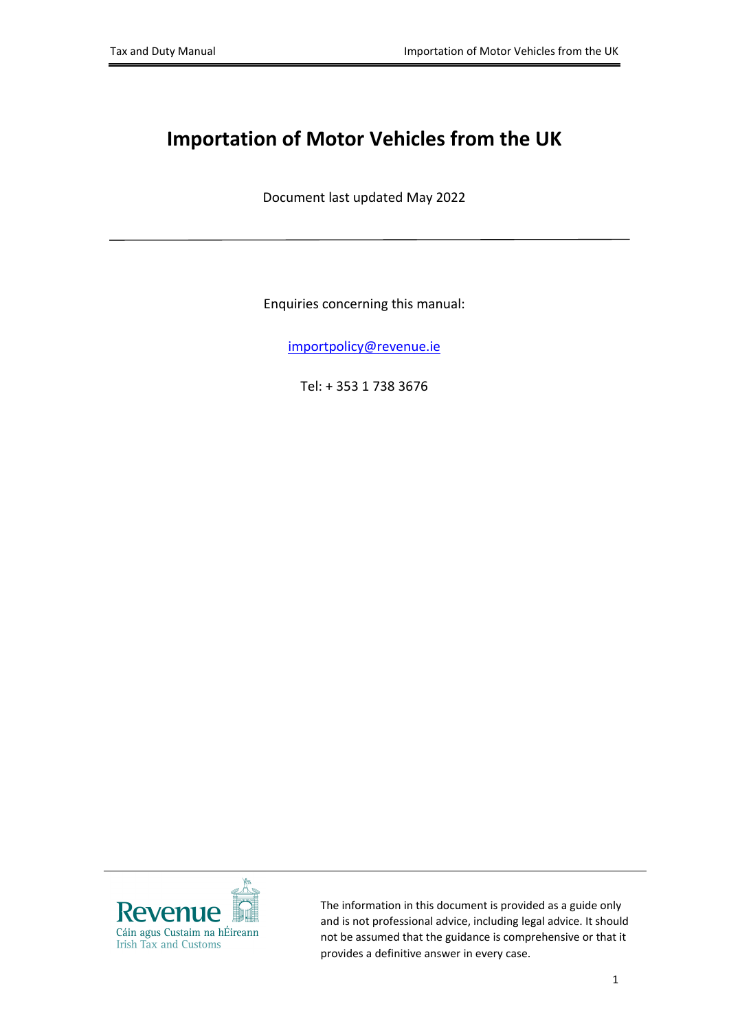# Importation of Motor Vehicles from the UK

Document last updated May 2022

---

Enquiries concerning this manual:

importpolicy@revenue.ie

Tel: + 353 1 738 3676

Revenue
Cáin agus Custaim na hÉireann
Irish Tax and Customs

The information in this document is provided as a guide only and is not professional advice, including legal advice. It should not be assumed that the guidance is comprehensive or that it provides a definitive answer in every case.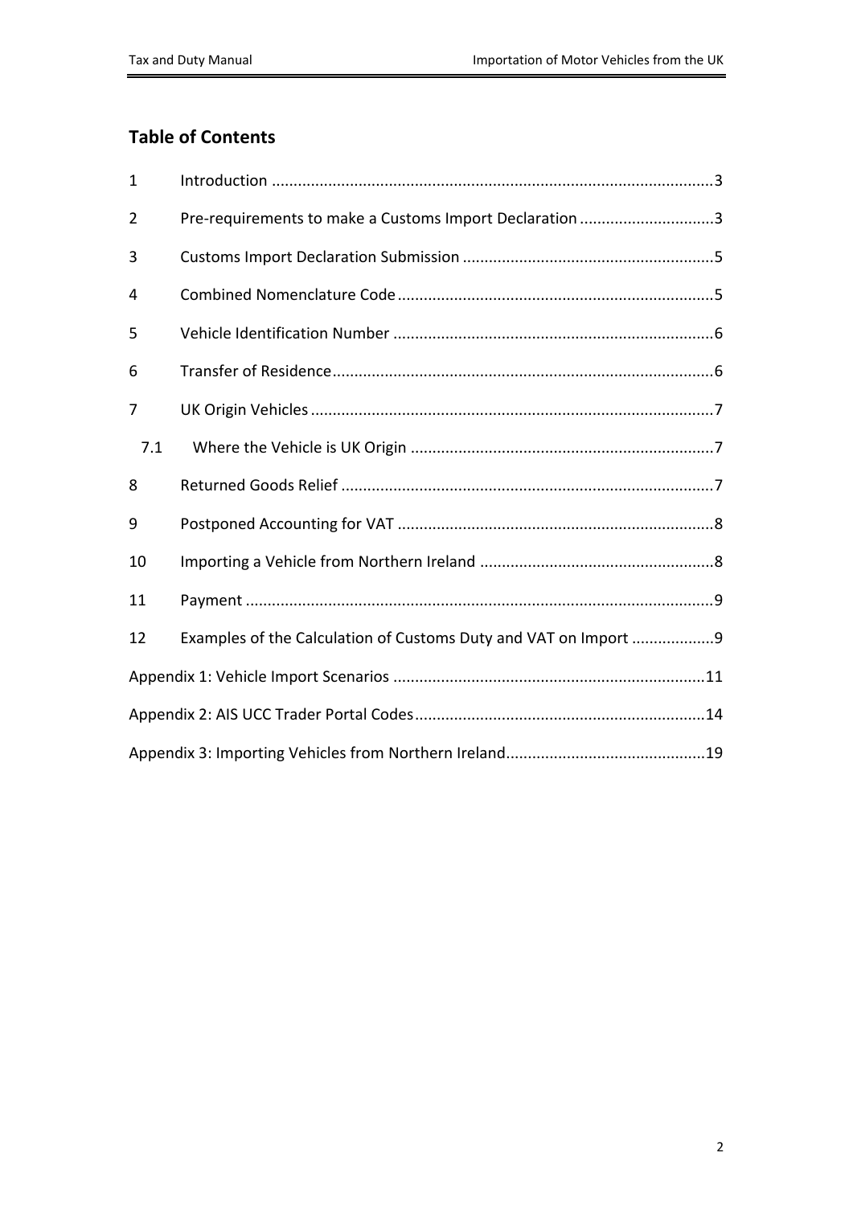## Table of Contents

| | | |
|---|---|---|
| 1 | Introduction | 3 |
| 2 | Pre-requirements to make a Customs Import Declaration | 3 |
| 3 | Customs Import Declaration Submission | 5 |
| 4 | Combined Nomenclature Code | 5 |
| 5 | Vehicle Identification Number | 6 |
| 6 | Transfer of Residence | 6 |
| 7 | UK Origin Vehicles | 7 |
| 7.1 | Where the Vehicle is UK Origin | 7 |
| 8 | Returned Goods Relief | 7 |
| 9 | Postponed Accounting for VAT | 8 |
| 10 | Importing a Vehicle from Northern Ireland | 8 |
| 11 | Payment | 9 |
| 12 | Examples of the Calculation of Customs Duty and VAT on Import | 9 |
| | Appendix 1: Vehicle Import Scenarios | 11 |
| | Appendix 2: AIS UCC Trader Portal Codes | 14 |
| | Appendix 3: Importing Vehicles from Northern Ireland | 19 |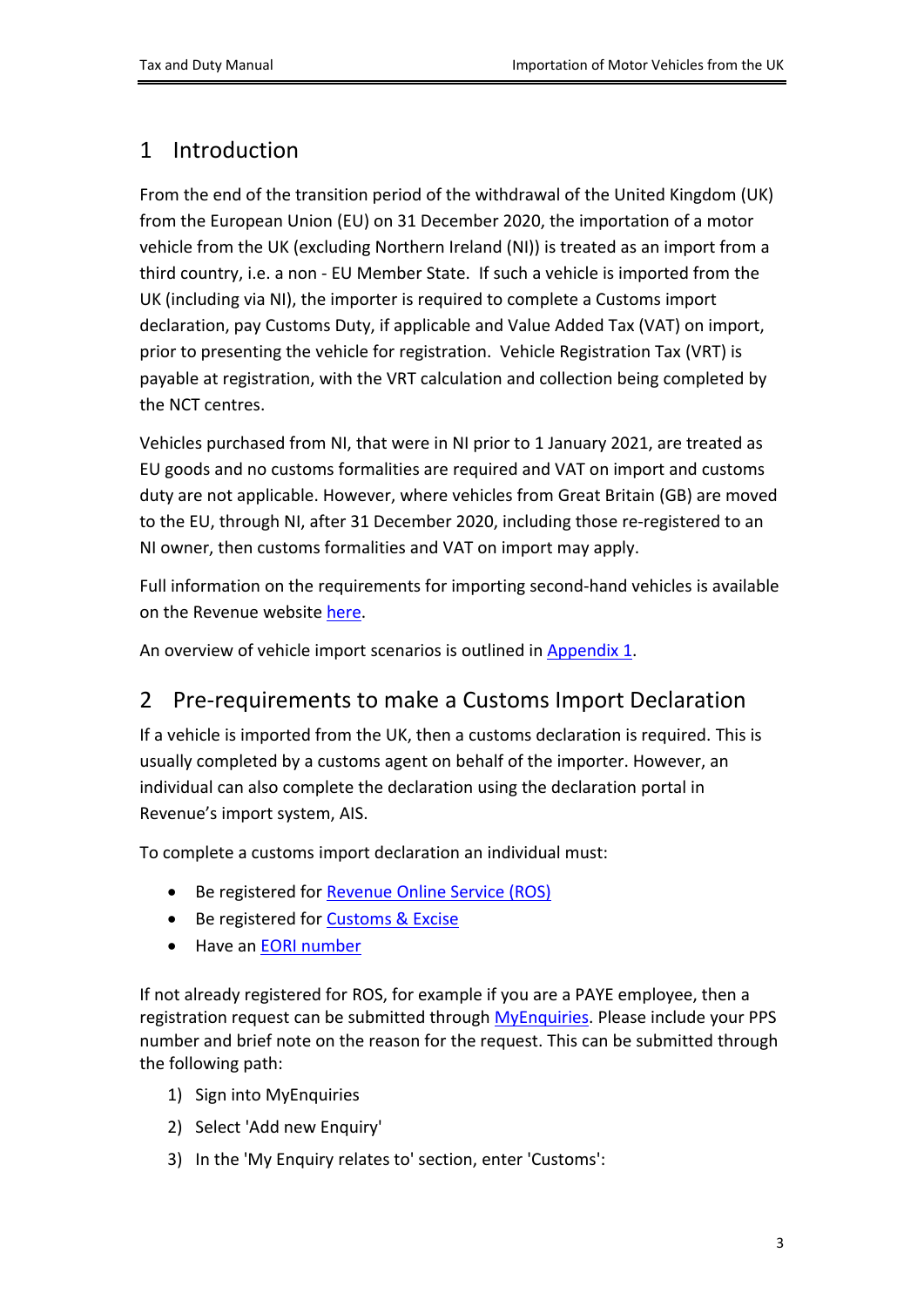# 1 Introduction

From the end of the transition period of the withdrawal of the United Kingdom (UK) from the European Union (EU) on 31 December 2020, the importation of a motor vehicle from the UK (excluding Northern Ireland (NI)) is treated as an import from a third country, i.e. a non - EU Member State. If such a vehicle is imported from the UK (including via NI), the importer is required to complete a Customs import declaration, pay Customs Duty, if applicable and Value Added Tax (VAT) on import, prior to presenting the vehicle for registration. Vehicle Registration Tax (VRT) is payable at registration, with the VRT calculation and collection being completed by the NCT centres.

Vehicles purchased from NI, that were in NI prior to 1 January 2021, are treated as EU goods and no customs formalities are required and VAT on import and customs duty are not applicable. However, where vehicles from Great Britain (GB) are moved to the EU, through NI, after 31 December 2020, including those re-registered to an NI owner, then customs formalities and VAT on import may apply.

Full information on the requirements for importing second-hand vehicles is available on the Revenue website here.

An overview of vehicle import scenarios is outlined in Appendix 1.

# 2 Pre-requirements to make a Customs Import Declaration

If a vehicle is imported from the UK, then a customs declaration is required. This is usually completed by a customs agent on behalf of the importer. However, an individual can also complete the declaration using the declaration portal in Revenue's import system, AIS.

To complete a customs import declaration an individual must:

- Be registered for Revenue Online Service (ROS)
- Be registered for Customs & Excise
- Have an EORI number

If not already registered for ROS, for example if you are a PAYE employee, then a registration request can be submitted through MyEnquiries. Please include your PPS number and brief note on the reason for the request. This can be submitted through the following path:

1) Sign into MyEnquiries
2) Select 'Add new Enquiry'
3) In the 'My Enquiry relates to' section, enter 'Customs':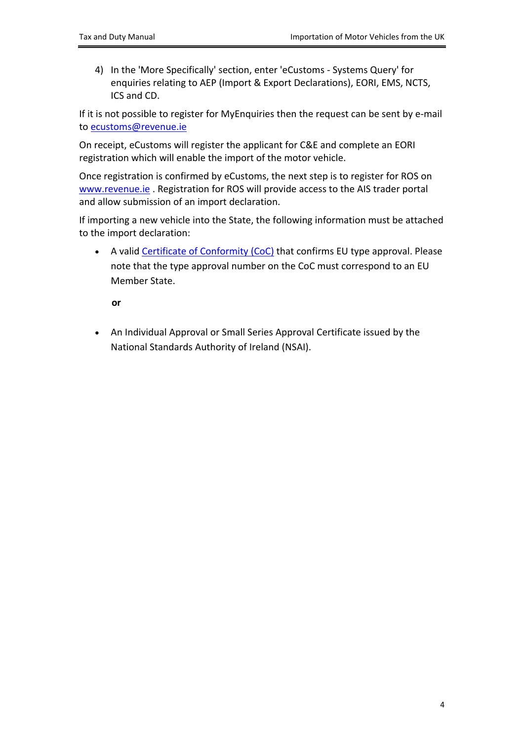4) In the 'More Specifically' section, enter 'eCustoms - Systems Query' for enquiries relating to AEP (Import & Export Declarations), EORI, EMS, NCTS, ICS and CD.

If it is not possible to register for MyEnquiries then the request can be sent by e-mail to ecustoms@revenue.ie

On receipt, eCustoms will register the applicant for C&E and complete an EORI registration which will enable the import of the motor vehicle.

Once registration is confirmed by eCustoms, the next step is to register for ROS on www.revenue.ie . Registration for ROS will provide access to the AIS trader portal and allow submission of an import declaration.

If importing a new vehicle into the State, the following information must be attached to the import declaration:

- A valid Certificate of Conformity (CoC) that confirms EU type approval. Please note that the type approval number on the CoC must correspond to an EU Member State.

  **or**

- An Individual Approval or Small Series Approval Certificate issued by the National Standards Authority of Ireland (NSAI).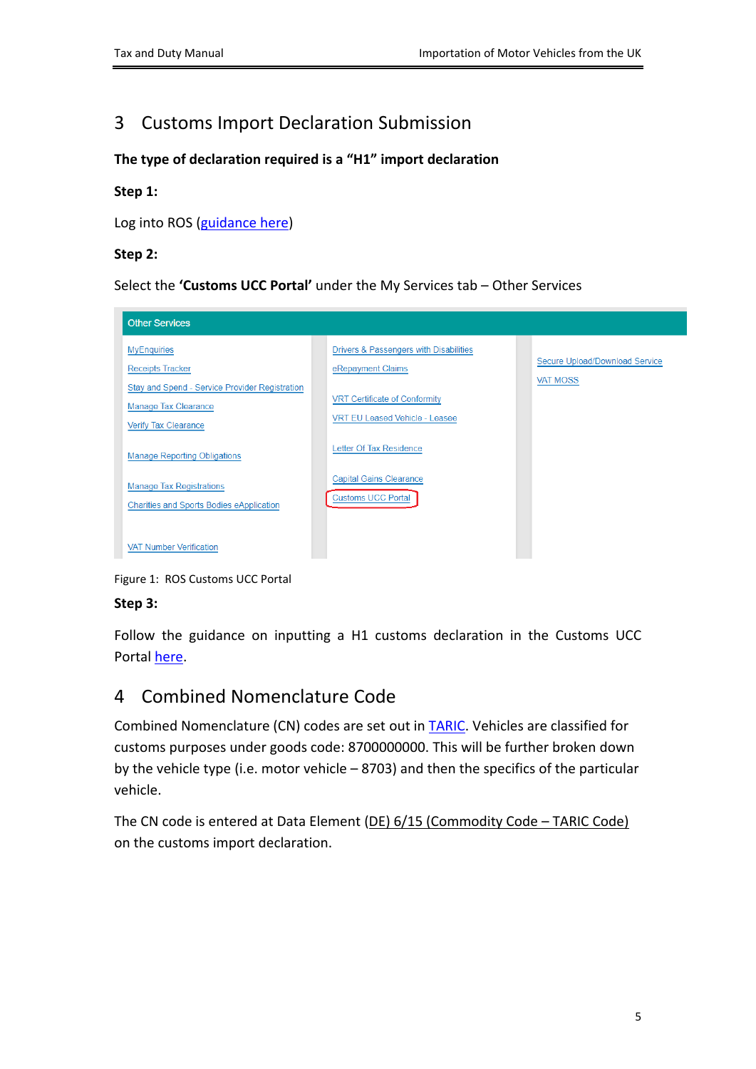# 3 Customs Import Declaration Submission

**The type of declaration required is a "H1" import declaration**

**Step 1:**

Log into ROS (guidance here)

**Step 2:**

Select the **'Customs UCC Portal'** under the My Services tab – Other Services

Figure 1: ROS Customs UCC Portal

**Step 3:**

Follow the guidance on inputting a H1 customs declaration in the Customs UCC Portal here.

# 4 Combined Nomenclature Code

Combined Nomenclature (CN) codes are set out in TARIC. Vehicles are classified for customs purposes under goods code: 8700000000. This will be further broken down by the vehicle type (i.e. motor vehicle – 8703) and then the specifics of the particular vehicle.

The CN code is entered at Data Element (DE) 6/15 (Commodity Code – TARIC Code) on the customs import declaration.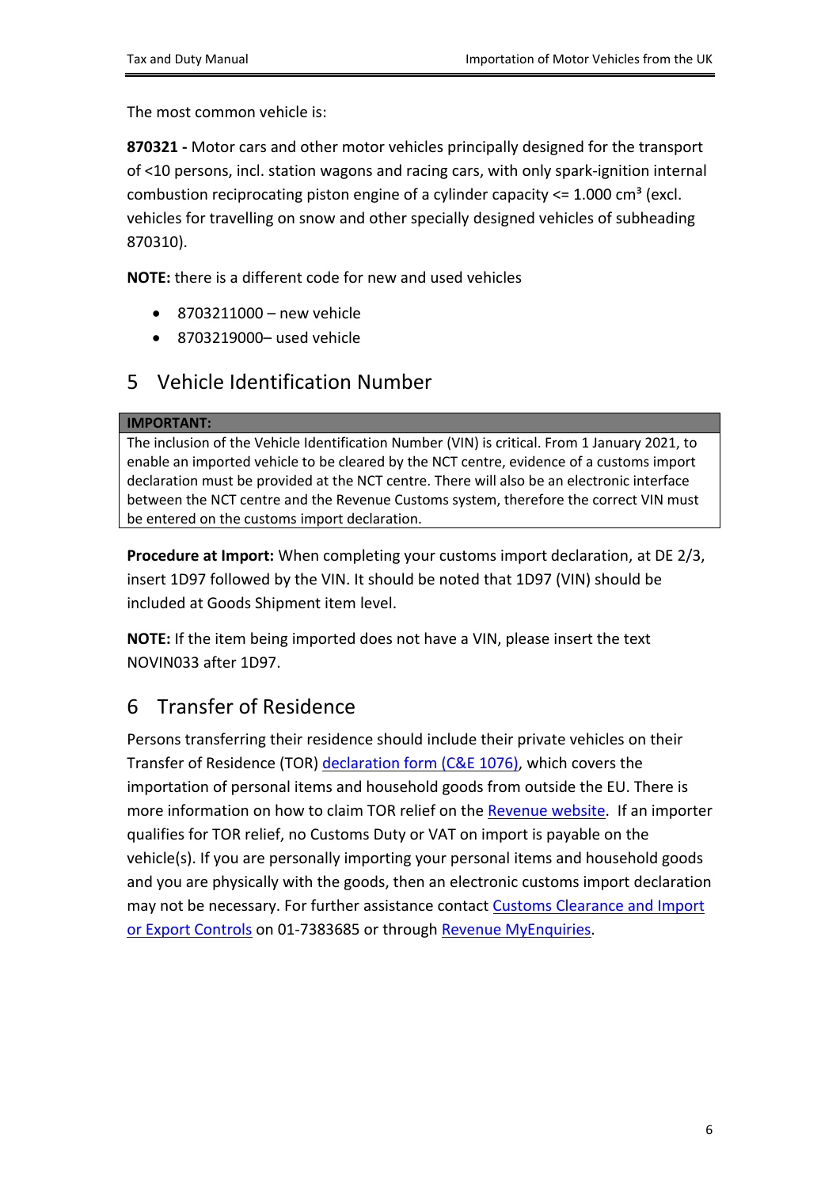The most common vehicle is:

**870321 -** Motor cars and other motor vehicles principally designed for the transport of <10 persons, incl. station wagons and racing cars, with only spark-ignition internal combustion reciprocating piston engine of a cylinder capacity <= 1.000 $cm^3$ (excl. vehicles for travelling on snow and other specially designed vehicles of subheading 870310).

**NOTE:** there is a different code for new and used vehicles

- 8703211000 – new vehicle
- 8703219000– used vehicle

## 5 Vehicle Identification Number

| **IMPORTANT:** |
| --- |
| The inclusion of the Vehicle Identification Number (VIN) is critical. From 1 January 2021, to enable an imported vehicle to be cleared by the NCT centre, evidence of a customs import declaration must be provided at the NCT centre. There will also be an electronic interface between the NCT centre and the Revenue Customs system, therefore the correct VIN must be entered on the customs import declaration. |

**Procedure at Import:** When completing your customs import declaration, at DE 2/3, insert 1D97 followed by the VIN. It should be noted that 1D97 (VIN) should be included at Goods Shipment item level.

**NOTE:** If the item being imported does not have a VIN, please insert the text NOVIN033 after 1D97.

## 6 Transfer of Residence

Persons transferring their residence should include their private vehicles on their Transfer of Residence (TOR) declaration form (C&E 1076), which covers the importation of personal items and household goods from outside the EU. There is more information on how to claim TOR relief on the Revenue website. If an importer qualifies for TOR relief, no Customs Duty or VAT on import is payable on the vehicle(s). If you are personally importing your personal items and household goods and you are physically with the goods, then an electronic customs import declaration may not be necessary. For further assistance contact Customs Clearance and Import or Export Controls on 01-7383685 or through Revenue MyEnquiries.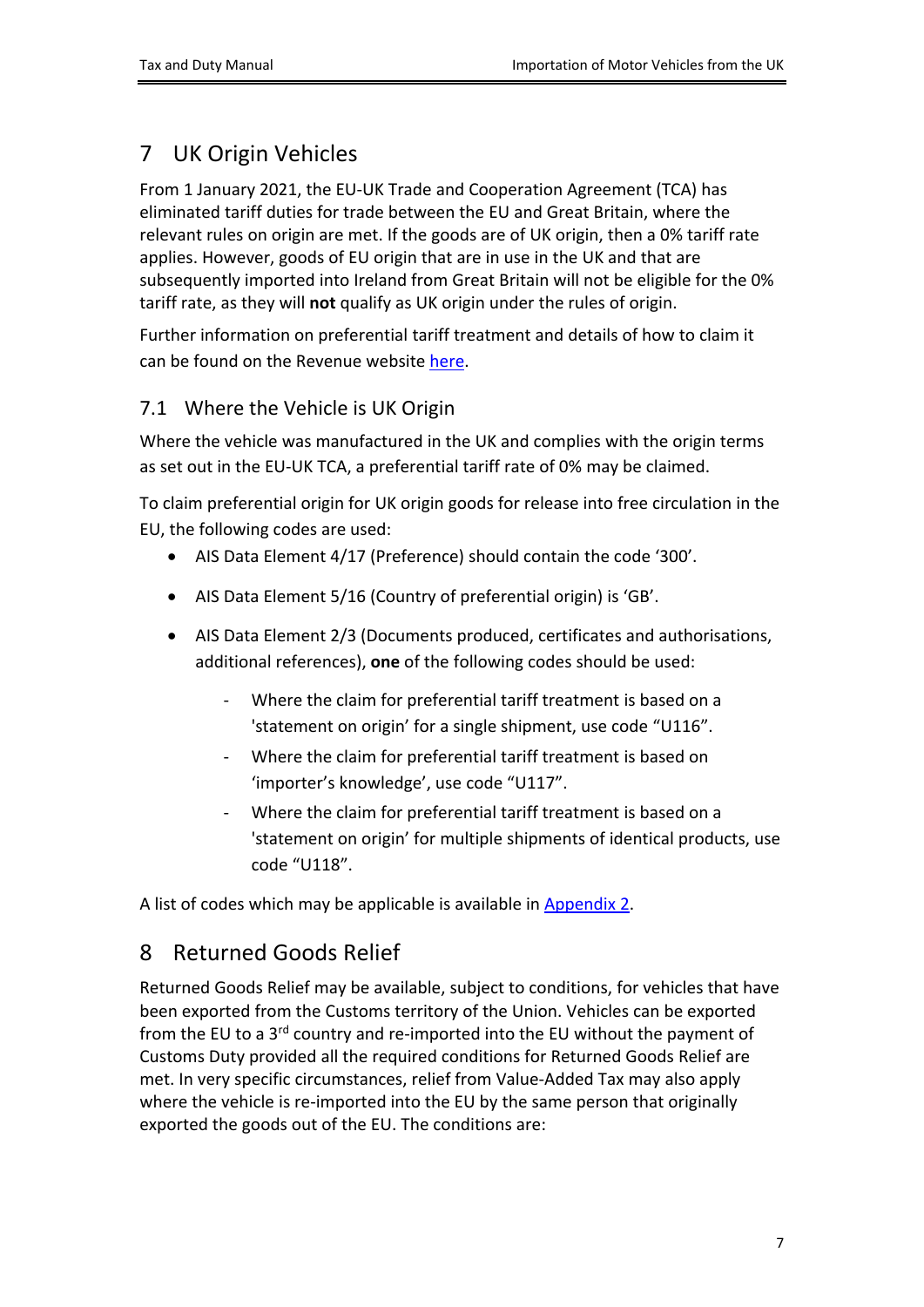# 7 UK Origin Vehicles

From 1 January 2021, the EU-UK Trade and Cooperation Agreement (TCA) has eliminated tariff duties for trade between the EU and Great Britain, where the relevant rules on origin are met. If the goods are of UK origin, then a 0% tariff rate applies. However, goods of EU origin that are in use in the UK and that are subsequently imported into Ireland from Great Britain will not be eligible for the 0% tariff rate, as they will **not** qualify as UK origin under the rules of origin.

Further information on preferential tariff treatment and details of how to claim it can be found on the Revenue website here.

## 7.1 Where the Vehicle is UK Origin

Where the vehicle was manufactured in the UK and complies with the origin terms as set out in the EU-UK TCA, a preferential tariff rate of 0% may be claimed.

To claim preferential origin for UK origin goods for release into free circulation in the EU, the following codes are used:

- AIS Data Element 4/17 (Preference) should contain the code '300'.
- AIS Data Element 5/16 (Country of preferential origin) is 'GB'.
- AIS Data Element 2/3 (Documents produced, certificates and authorisations, additional references), **one** of the following codes should be used:
  - Where the claim for preferential tariff treatment is based on a 'statement on origin' for a single shipment, use code "U116".
  - Where the claim for preferential tariff treatment is based on 'importer's knowledge', use code "U117".
  - Where the claim for preferential tariff treatment is based on a 'statement on origin' for multiple shipments of identical products, use code "U118".

A list of codes which may be applicable is available in Appendix 2.

# 8 Returned Goods Relief

Returned Goods Relief may be available, subject to conditions, for vehicles that have been exported from the Customs territory of the Union. Vehicles can be exported from the EU to a 3rd country and re-imported into the EU without the payment of Customs Duty provided all the required conditions for Returned Goods Relief are met. In very specific circumstances, relief from Value-Added Tax may also apply where the vehicle is re-imported into the EU by the same person that originally exported the goods out of the EU. The conditions are: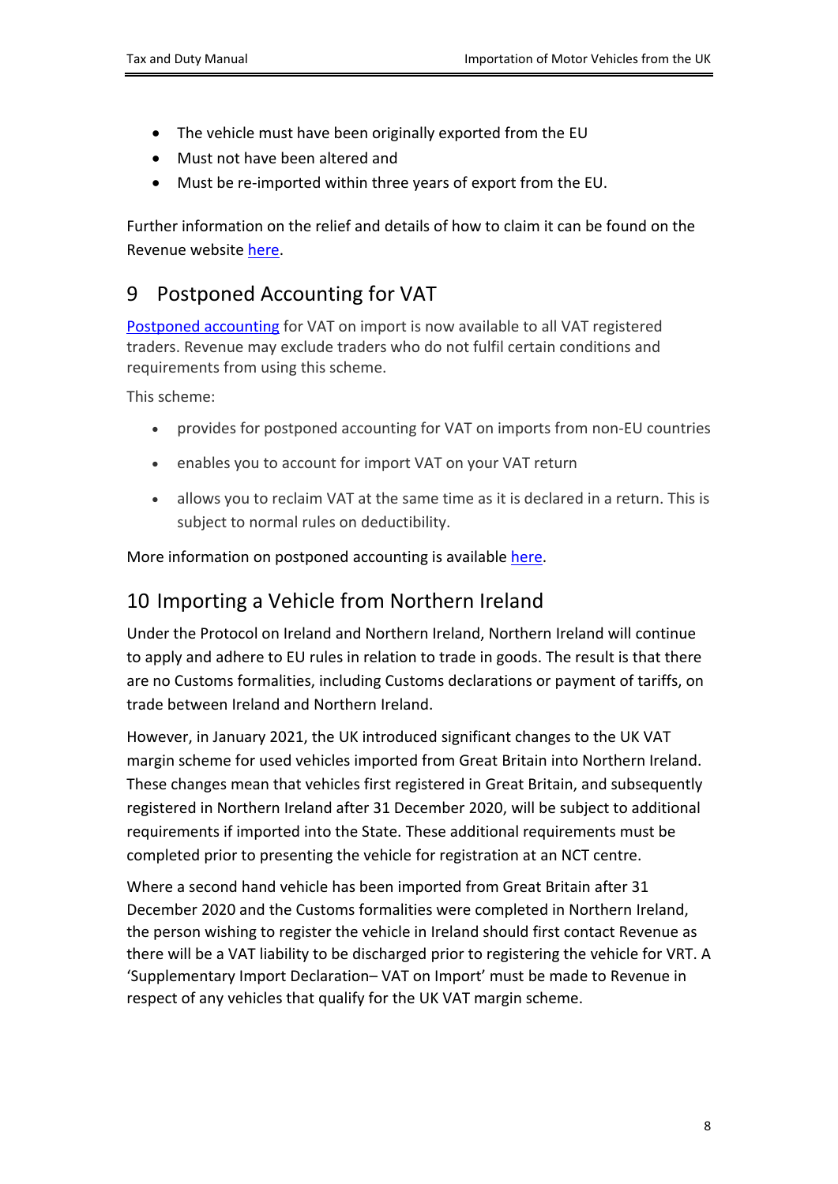- The vehicle must have been originally exported from the EU
- Must not have been altered and
- Must be re-imported within three years of export from the EU.

Further information on the relief and details of how to claim it can be found on the Revenue website here.

## 9 Postponed Accounting for VAT

Postponed accounting for VAT on import is now available to all VAT registered traders. Revenue may exclude traders who do not fulfil certain conditions and requirements from using this scheme.

This scheme:

- provides for postponed accounting for VAT on imports from non-EU countries
- enables you to account for import VAT on your VAT return
- allows you to reclaim VAT at the same time as it is declared in a return. This is subject to normal rules on deductibility.

More information on postponed accounting is available here.

## 10 Importing a Vehicle from Northern Ireland

Under the Protocol on Ireland and Northern Ireland, Northern Ireland will continue to apply and adhere to EU rules in relation to trade in goods. The result is that there are no Customs formalities, including Customs declarations or payment of tariffs, on trade between Ireland and Northern Ireland.

However, in January 2021, the UK introduced significant changes to the UK VAT margin scheme for used vehicles imported from Great Britain into Northern Ireland. These changes mean that vehicles first registered in Great Britain, and subsequently registered in Northern Ireland after 31 December 2020, will be subject to additional requirements if imported into the State. These additional requirements must be completed prior to presenting the vehicle for registration at an NCT centre.

Where a second hand vehicle has been imported from Great Britain after 31 December 2020 and the Customs formalities were completed in Northern Ireland, the person wishing to register the vehicle in Ireland should first contact Revenue as there will be a VAT liability to be discharged prior to registering the vehicle for VRT. A 'Supplementary Import Declaration– VAT on Import' must be made to Revenue in respect of any vehicles that qualify for the UK VAT margin scheme.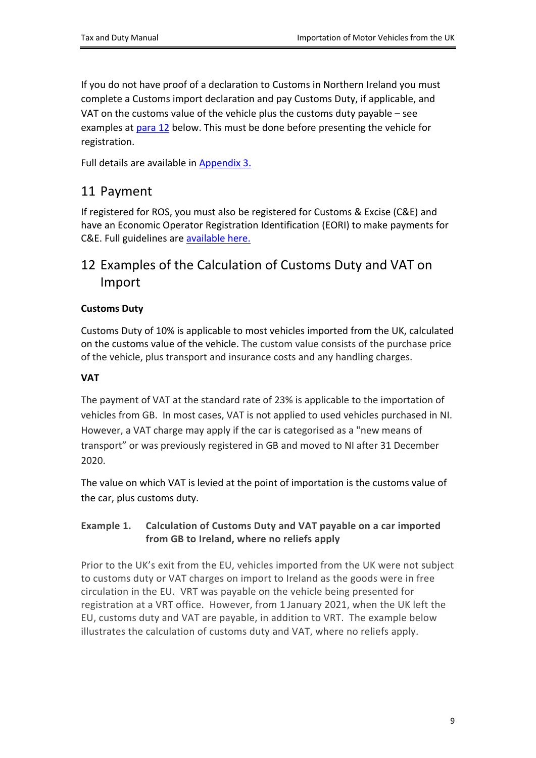If you do not have proof of a declaration to Customs in Northern Ireland you must complete a Customs import declaration and pay Customs Duty, if applicable, and VAT on the customs value of the vehicle plus the customs duty payable – see examples at [para 12](#) below. This must be done before presenting the vehicle for registration.

Full details are available in [Appendix 3.](#)

## 11 Payment

If registered for ROS, you must also be registered for Customs & Excise (C&E) and have an Economic Operator Registration Identification (EORI) to make payments for C&E. Full guidelines are [available here.](#)

## 12 Examples of the Calculation of Customs Duty and VAT on Import

**Customs Duty**

Customs Duty of 10% is applicable to most vehicles imported from the UK, calculated on the customs value of the vehicle. The custom value consists of the purchase price of the vehicle, plus transport and insurance costs and any handling charges.

**VAT**

The payment of VAT at the standard rate of 23% is applicable to the importation of vehicles from GB. In most cases, VAT is not applied to used vehicles purchased in NI. However, a VAT charge may apply if the car is categorised as a "new means of transport" or was previously registered in GB and moved to NI after 31 December 2020.

The value on which VAT is levied at the point of importation is the customs value of the car, plus customs duty.

#### Example 1. Calculation of Customs Duty and VAT payable on a car imported from GB to Ireland, where no reliefs apply

Prior to the UK's exit from the EU, vehicles imported from the UK were not subject to customs duty or VAT charges on import to Ireland as the goods were in free circulation in the EU. VRT was payable on the vehicle being presented for registration at a VRT office. However, from 1 January 2021, when the UK left the EU, customs duty and VAT are payable, in addition to VRT. The example below illustrates the calculation of customs duty and VAT, where no reliefs apply.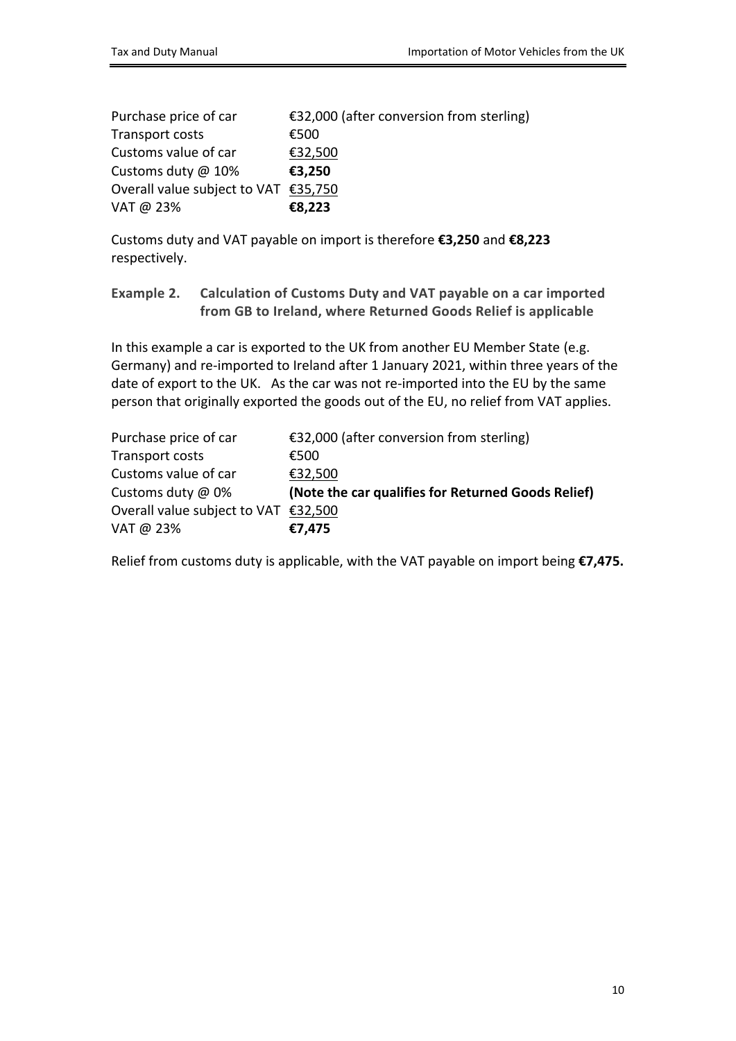| | |
|---|---|
| Purchase price of car | €32,000 (after conversion from sterling) |
| Transport costs | €500 |
| Customs value of car | €32,500 |
| Customs duty @ 10% | **€3,250** |
| Overall value subject to VAT | €35,750 |
| VAT @ 23% | **€8,223** |

Customs duty and VAT payable on import is therefore **€3,250** and **€8,223** respectively.

**Example 2. Calculation of Customs Duty and VAT payable on a car imported from GB to Ireland, where Returned Goods Relief is applicable**

In this example a car is exported to the UK from another EU Member State (e.g. Germany) and re-imported to Ireland after 1 January 2021, within three years of the date of export to the UK. As the car was not re-imported into the EU by the same person that originally exported the goods out of the EU, no relief from VAT applies.

| | |
|---|---|
| Purchase price of car | €32,000 (after conversion from sterling) |
| Transport costs | €500 |
| Customs value of car | €32,500 |
| Customs duty @ 0% | **(Note the car qualifies for Returned Goods Relief)** |
| Overall value subject to VAT | €32,500 |
| VAT @ 23% | **€7,475** |

Relief from customs duty is applicable, with the VAT payable on import being **€7,475.**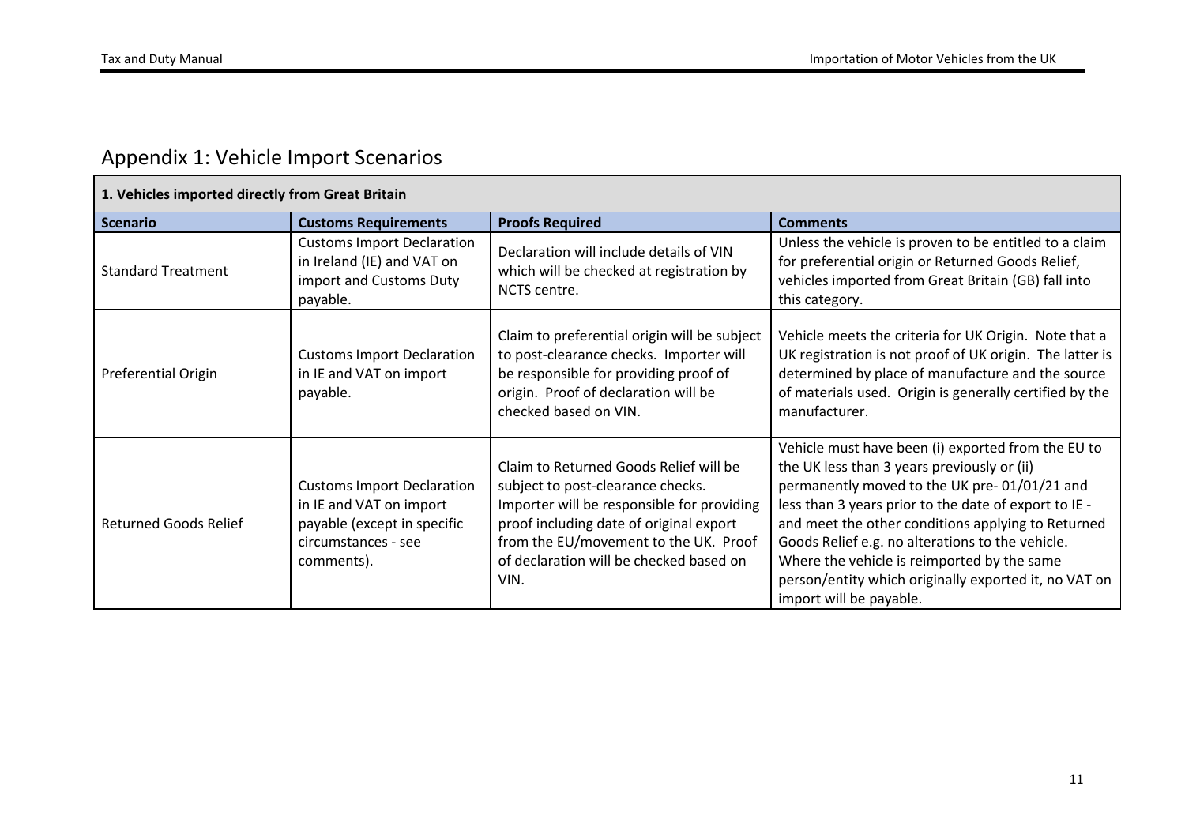## Appendix 1: Vehicle Import Scenarios

| **1. Vehicles imported directly from Great Britain** | | | |
|---|---|---|---|
| **Scenario** | **Customs Requirements** | **Proofs Required** | **Comments** |
| Standard Treatment | Customs Import Declaration in Ireland (IE) and VAT on import and Customs Duty payable. | Declaration will include details of VIN which will be checked at registration by NCTS centre. | Unless the vehicle is proven to be entitled to a claim for preferential origin or Returned Goods Relief, vehicles imported from Great Britain (GB) fall into this category. |
| Preferential Origin | Customs Import Declaration in IE and VAT on import payable. | Claim to preferential origin will be subject to post-clearance checks. Importer will be responsible for providing proof of origin. Proof of declaration will be checked based on VIN. | Vehicle meets the criteria for UK Origin. Note that a UK registration is not proof of UK origin. The latter is determined by place of manufacture and the source of materials used. Origin is generally certified by the manufacturer. |
| Returned Goods Relief | Customs Import Declaration in IE and VAT on import payable (except in specific circumstances - see comments). | Claim to Returned Goods Relief will be subject to post-clearance checks. Importer will be responsible for providing proof including date of original export from the EU/movement to the UK. Proof of declaration will be checked based on VIN. | Vehicle must have been (i) exported from the EU to the UK less than 3 years previously or (ii) permanently moved to the UK pre- 01/01/21 and less than 3 years prior to the date of export to IE - and meet the other conditions applying to Returned Goods Relief e.g. no alterations to the vehicle. Where the vehicle is reimported by the same person/entity which originally exported it, no VAT on import will be payable. |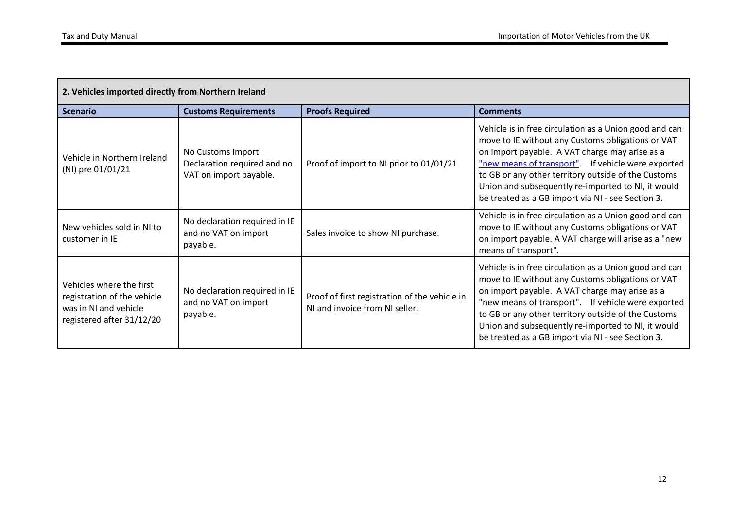| 2. Vehicles imported directly from Northern Ireland | | | |
|---|---|---|---|
| **Scenario** | **Customs Requirements** | **Proofs Required** | **Comments** |
| Vehicle in Northern Ireland (NI) pre 01/01/21 | No Customs Import Declaration required and no VAT on import payable. | Proof of import to NI prior to 01/01/21. | Vehicle is in free circulation as a Union good and can move to IE without any Customs obligations or VAT on import payable. A VAT charge may arise as a "new means of transport". If vehicle were exported to GB or any other territory outside of the Customs Union and subsequently re-imported to NI, it would be treated as a GB import via NI - see Section 3. |
| New vehicles sold in NI to customer in IE | No declaration required in IE and no VAT on import payable. | Sales invoice to show NI purchase. | Vehicle is in free circulation as a Union good and can move to IE without any Customs obligations or VAT on import payable. A VAT charge will arise as a "new means of transport". |
| Vehicles where the first registration of the vehicle was in NI and vehicle registered after 31/12/20 | No declaration required in IE and no VAT on import payable. | Proof of first registration of the vehicle in NI and invoice from NI seller. | Vehicle is in free circulation as a Union good and can move to IE without any Customs obligations or VAT on import payable. A VAT charge may arise as a "new means of transport". If vehicle were exported to GB or any other territory outside of the Customs Union and subsequently re-imported to NI, it would be treated as a GB import via NI - see Section 3. |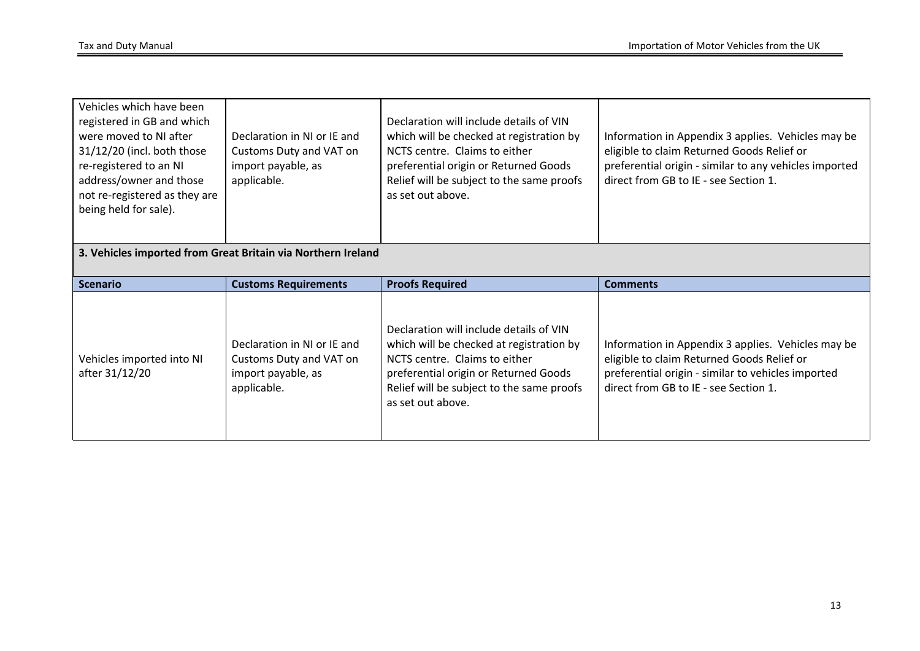| Vehicles which have been registered in GB and which were moved to NI after 31/12/20 (incl. both those re-registered to an NI address/owner and those not re-registered as they are being held for sale). | Declaration in NI or IE and Customs Duty and VAT on import payable, as applicable. | Declaration will include details of VIN which will be checked at registration by NCTS centre. Claims to either preferential origin or Returned Goods Relief will be subject to the same proofs as set out above. | Information in Appendix 3 applies. Vehicles may be eligible to claim Returned Goods Relief or preferential origin - similar to any vehicles imported direct from GB to IE - see Section 1. |
|---|---|---|---|

**3. Vehicles imported from Great Britain via Northern Ireland**

| Scenario | Customs Requirements | Proofs Required | Comments |
|---|---|---|---|
| Vehicles imported into NI after 31/12/20 | Declaration in NI or IE and Customs Duty and VAT on import payable, as applicable. | Declaration will include details of VIN which will be checked at registration by NCTS centre. Claims to either preferential origin or Returned Goods Relief will be subject to the same proofs as set out above. | Information in Appendix 3 applies. Vehicles may be eligible to claim Returned Goods Relief or preferential origin - similar to vehicles imported direct from GB to IE - see Section 1. |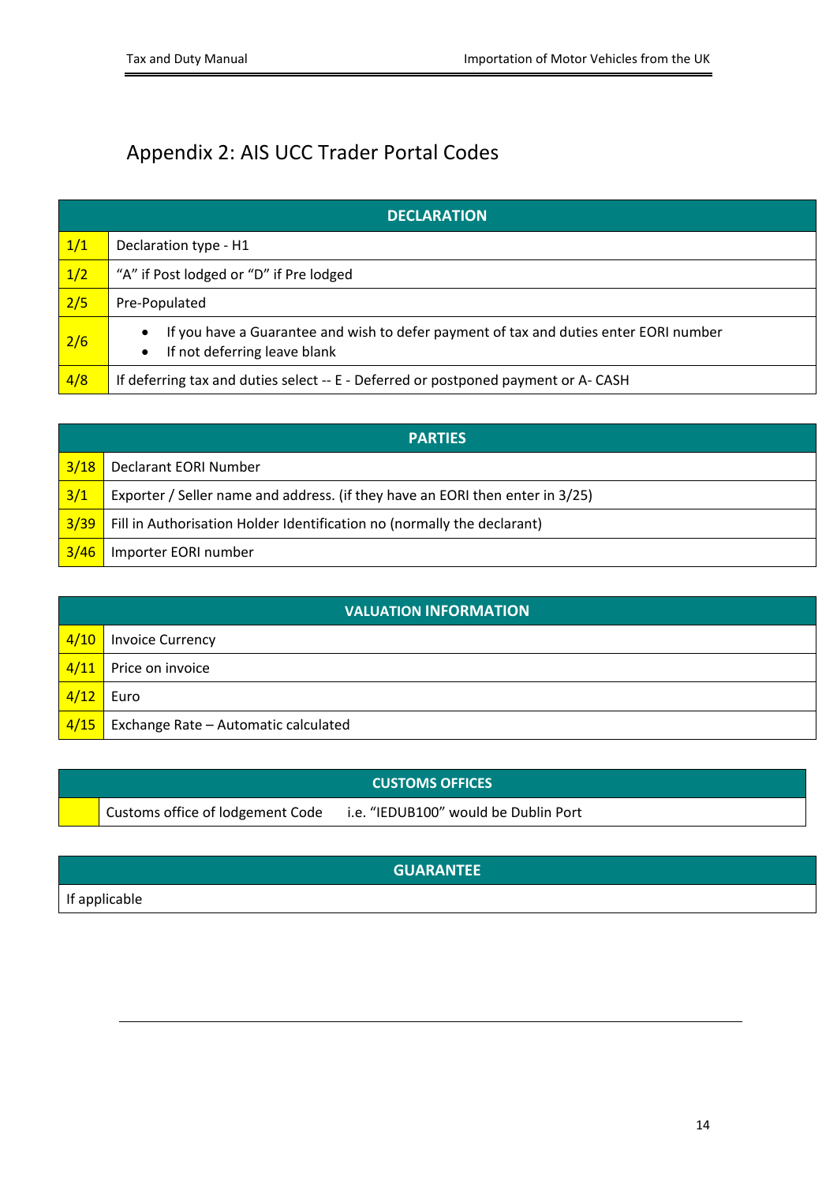## Appendix 2: AIS UCC Trader Portal Codes

| DECLARATION | |
|---|---|
| 1/1 | Declaration type - H1 |
| 1/2 | "A" if Post lodged or "D" if Pre lodged |
| 2/5 | Pre-Populated |
| 2/6 | • If you have a Guarantee and wish to defer payment of tax and duties enter EORI number<br>• If not deferring leave blank |
| 4/8 | If deferring tax and duties select -- E - Deferred or postponed payment or A- CASH |

| PARTIES | |
|---|---|
| 3/18 | Declarant EORI Number |
| 3/1 | Exporter / Seller name and address. (if they have an EORI then enter in 3/25) |
| 3/39 | Fill in Authorisation Holder Identification no (normally the declarant) |
| 3/46 | Importer EORI number |

| VALUATION INFORMATION | |
|---|---|
| 4/10 | Invoice Currency |
| 4/11 | Price on invoice |
| 4/12 | Euro |
| 4/15 | Exchange Rate – Automatic calculated |

| CUSTOMS OFFICES | | |
|---|---|---|
| | Customs office of lodgement Code | i.e. "IEDUB100" would be Dublin Port |

| GUARANTEE |
|---|
| If applicable |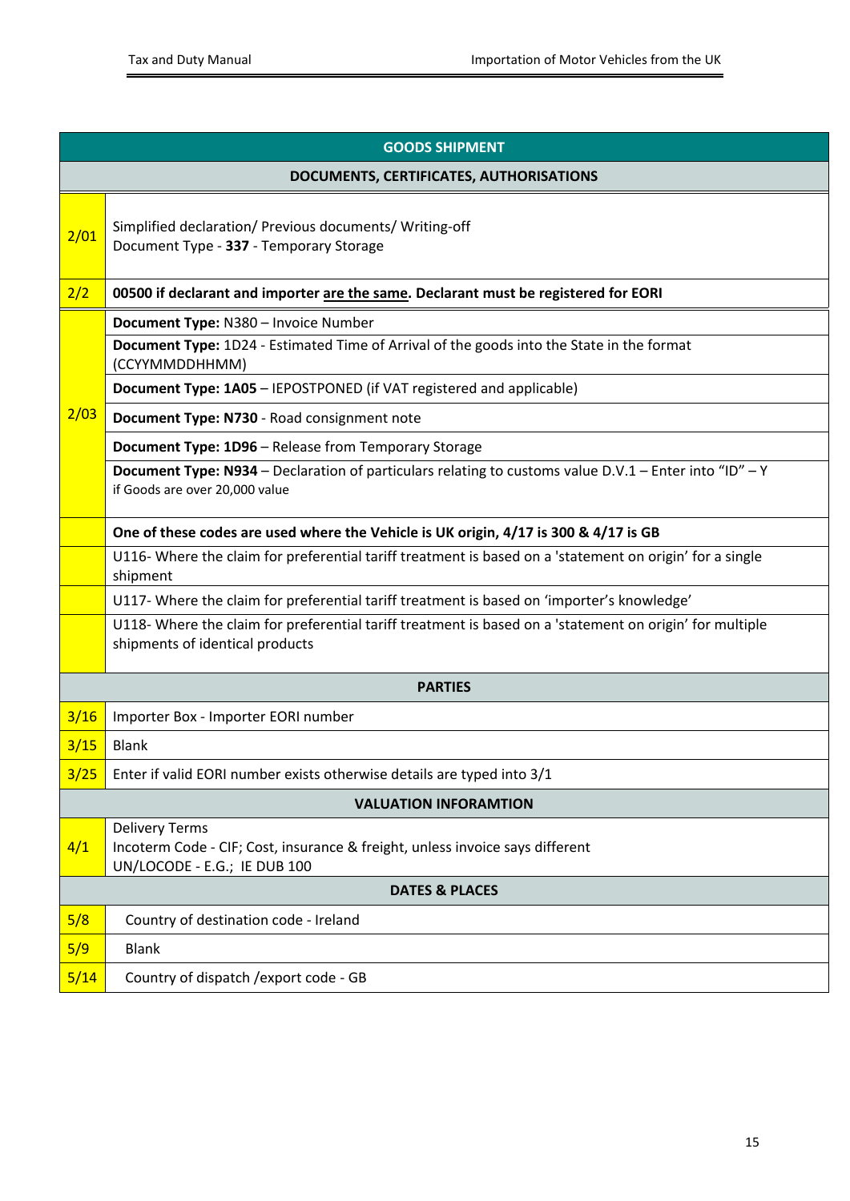| GOODS SHIPMENT | |
|---|---|
| **DOCUMENTS, CERTIFICATES, AUTHORISATIONS** | |
| 2/01 | Simplified declaration/ Previous documents/ Writing-off<br>Document Type - **337** - Temporary Storage |
| 2/2 | **00500 if declarant and importer are the same. Declarant must be registered for EORI** |
| 2/03 | **Document Type:** N380 – Invoice Number |
| | **Document Type:** 1D24 - Estimated Time of Arrival of the goods into the State in the format (CCYYMMDDHHMM) |
| | **Document Type: 1A05** – IEPOSTPONED (if VAT registered and applicable) |
| | **Document Type: N730** - Road consignment note |
| | **Document Type: 1D96** – Release from Temporary Storage |
| | **Document Type: N934** – Declaration of particulars relating to customs value D.V.1 – Enter into "ID" – Y if Goods are over 20,000 value |
| | **One of these codes are used where the Vehicle is UK origin, 4/17 is 300 & 4/17 is GB** |
| | U116- Where the claim for preferential tariff treatment is based on a 'statement on origin' for a single shipment |
| | U117- Where the claim for preferential tariff treatment is based on 'importer's knowledge' |
| | U118- Where the claim for preferential tariff treatment is based on a 'statement on origin' for multiple shipments of identical products |
| **PARTIES** | |
| 3/16 | Importer Box - Importer EORI number |
| 3/15 | Blank |
| 3/25 | Enter if valid EORI number exists otherwise details are typed into 3/1 |
| **VALUATION INFORAMTION** | |
| 4/1 | Delivery Terms<br>Incoterm Code - CIF; Cost, insurance & freight, unless invoice says different<br>UN/LOCODE - E.G.; IE DUB 100 |
| **DATES & PLACES** | |
| 5/8 | Country of destination code - Ireland |
| 5/9 | Blank |
| 5/14 | Country of dispatch /export code - GB |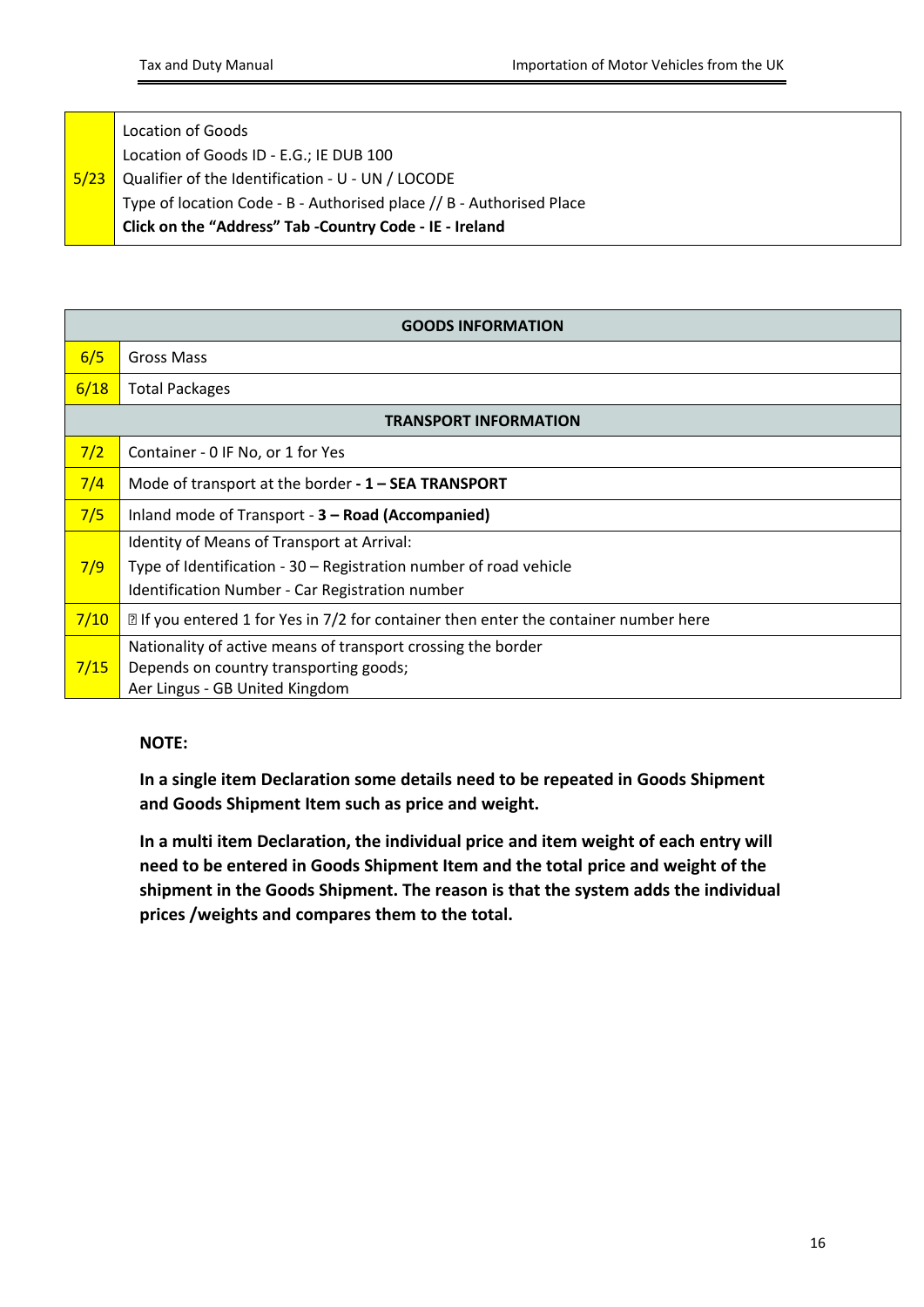| 5/23 | Location of Goods<br>Location of Goods ID - E.G.; IE DUB 100<br>Qualifier of the Identification - U - UN / LOCODE<br>Type of location Code - B - Authorised place // B - Authorised Place<br>**Click on the "Address" Tab -Country Code - IE - Ireland** |
|---|---|

| **GOODS INFORMATION** | |
|---|---|
| 6/5 | Gross Mass |
| 6/18 | Total Packages |
| **TRANSPORT INFORMATION** | |
| 7/2 | Container - 0 IF No, or 1 for Yes |
| 7/4 | Mode of transport at the border **- 1 – SEA TRANSPORT** |
| 7/5 | Inland mode of Transport - **3 – Road (Accompanied)** |
| 7/9 | Identity of Means of Transport at Arrival:<br>Type of Identification - 30 – Registration number of road vehicle<br>Identification Number - Car Registration number |
| 7/10 | If you entered 1 for Yes in 7/2 for container then enter the container number here |
| 7/15 | Nationality of active means of transport crossing the border<br>Depends on country transporting goods;<br>Aer Lingus - GB United Kingdom |

**NOTE:**

**In a single item Declaration some details need to be repeated in Goods Shipment and Goods Shipment Item such as price and weight.**

**In a multi item Declaration, the individual price and item weight of each entry will need to be entered in Goods Shipment Item and the total price and weight of the shipment in the Goods Shipment. The reason is that the system adds the individual prices /weights and compares them to the total.**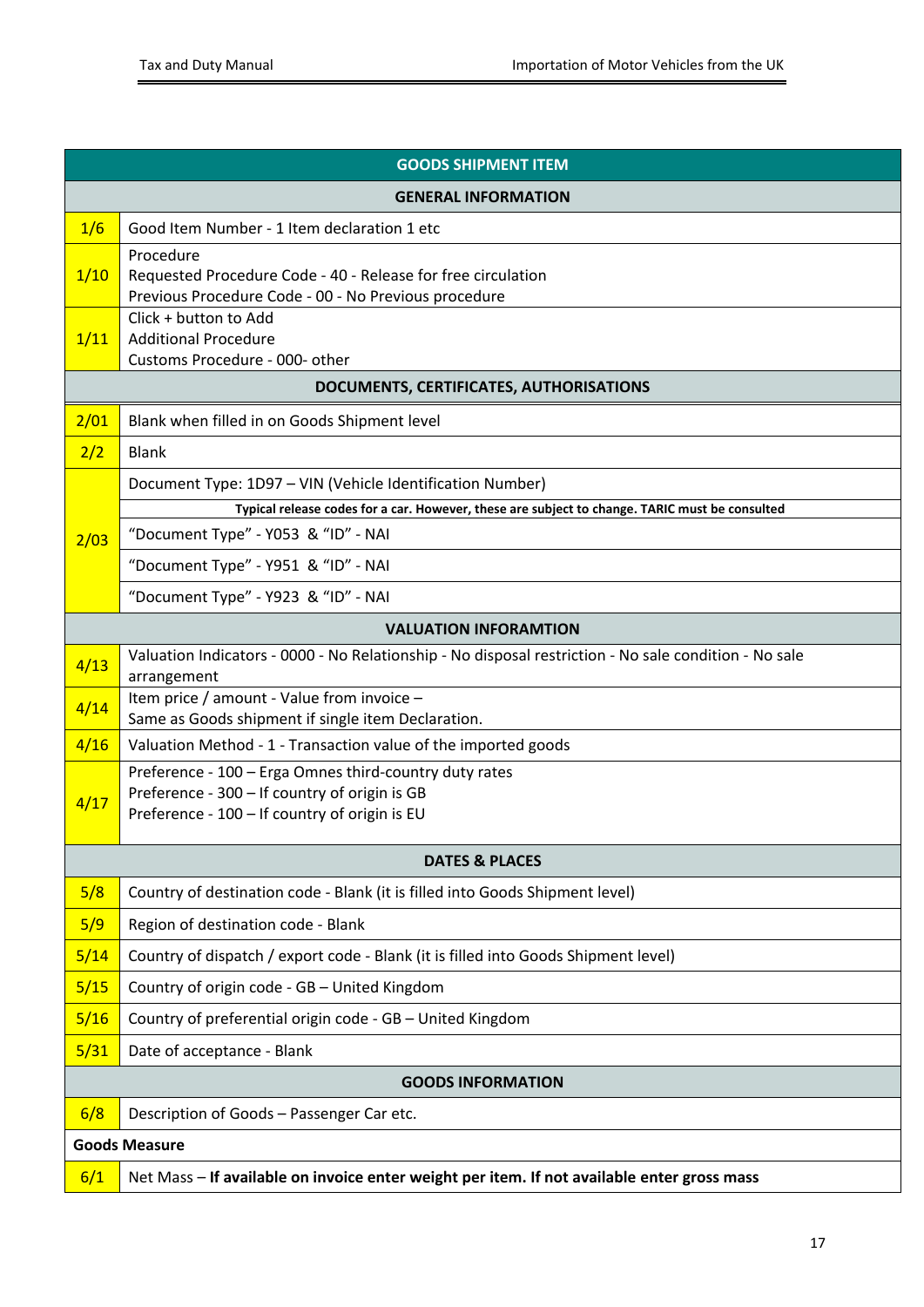| GOODS SHIPMENT ITEM | |
|---|---|
| **GENERAL INFORMATION** | |
| 1/6 | Good Item Number - 1 Item declaration 1 etc |
| 1/10 | Procedure<br>Requested Procedure Code - 40 - Release for free circulation<br>Previous Procedure Code - 00 - No Previous procedure |
| 1/11 | Click + button to Add<br>Additional Procedure<br>Customs Procedure - 000- other |
| **DOCUMENTS, CERTIFICATES, AUTHORISATIONS** | |
| 2/01 | Blank when filled in on Goods Shipment level |
| 2/2 | Blank |
| 2/03 | Document Type: 1D97 – VIN (Vehicle Identification Number) |
| | **Typical release codes for a car. However, these are subject to change. TARIC must be consulted** |
| | "Document Type" - Y053 & "ID" - NAI |
| | "Document Type" - Y951 & "ID" - NAI |
| | "Document Type" - Y923 & "ID" - NAI |
| **VALUATION INFORAMTION** | |
| 4/13 | Valuation Indicators - 0000 - No Relationship - No disposal restriction - No sale condition - No sale arrangement |
| 4/14 | Item price / amount - Value from invoice –<br>Same as Goods shipment if single item Declaration. |
| 4/16 | Valuation Method - 1 - Transaction value of the imported goods |
| 4/17 | Preference - 100 – Erga Omnes third-country duty rates<br>Preference - 300 – If country of origin is GB<br>Preference - 100 – If country of origin is EU |
| **DATES & PLACES** | |
| 5/8 | Country of destination code - Blank (it is filled into Goods Shipment level) |
| 5/9 | Region of destination code - Blank |
| 5/14 | Country of dispatch / export code - Blank (it is filled into Goods Shipment level) |
| 5/15 | Country of origin code - GB – United Kingdom |
| 5/16 | Country of preferential origin code - GB – United Kingdom |
| 5/31 | Date of acceptance - Blank |
| **GOODS INFORMATION** | |
| 6/8 | Description of Goods – Passenger Car etc. |
| **Goods Measure** | |
| 6/1 | Net Mass – **If available on invoice enter weight per item. If not available enter gross mass** |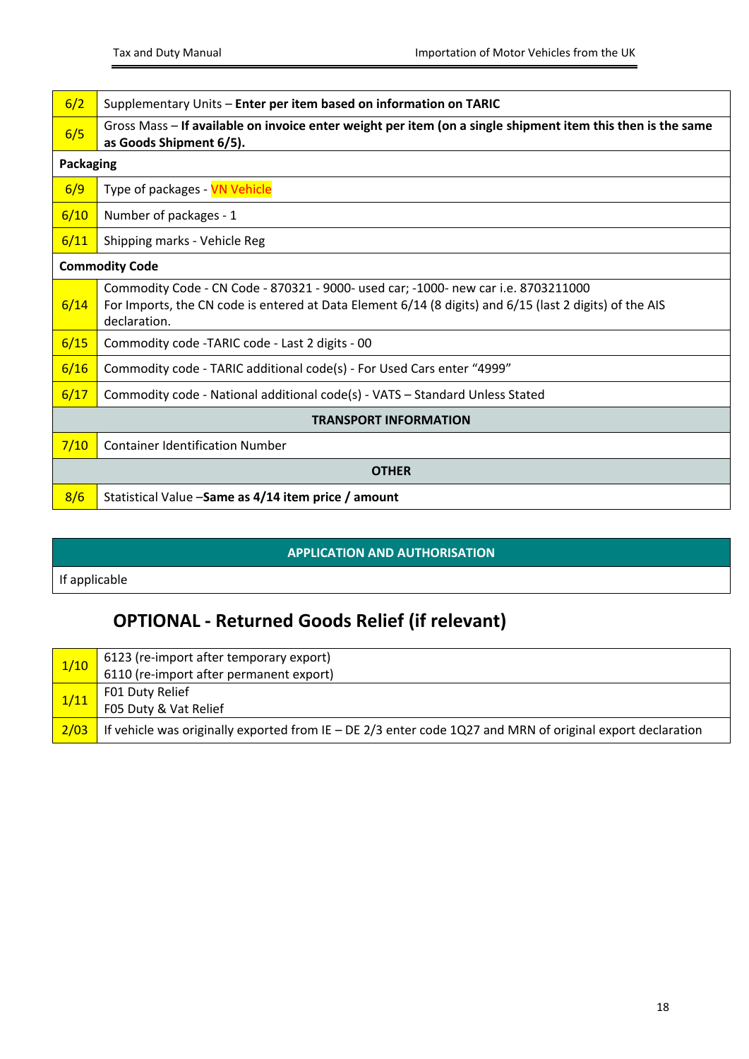| | |
|---|---|
| 6/2 | Supplementary Units – **Enter per item based on information on TARIC** |
| 6/5 | Gross Mass – **If available on invoice enter weight per item (on a single shipment item this then is the same as Goods Shipment 6/5).** |
| **Packaging** | |
| 6/9 | Type of packages - VN Vehicle |
| 6/10 | Number of packages - 1 |
| 6/11 | Shipping marks - Vehicle Reg |
| **Commodity Code** | |
| 6/14 | Commodity Code - CN Code - 870321 - 9000- used car; -1000- new car i.e. 8703211000<br>For Imports, the CN code is entered at Data Element 6/14 (8 digits) and 6/15 (last 2 digits) of the AIS declaration. |
| 6/15 | Commodity code -TARIC code - Last 2 digits - 00 |
| 6/16 | Commodity code - TARIC additional code(s) - For Used Cars enter "4999" |
| 6/17 | Commodity code - National additional code(s) - VATS – Standard Unless Stated |
| **TRANSPORT INFORMATION** | |
| 7/10 | Container Identification Number |
| **OTHER** | |
| 8/6 | Statistical Value –**Same as 4/14 item price / amount** |

| **APPLICATION AND AUTHORISATION** |
|---|
| If applicable |

## OPTIONAL - Returned Goods Relief (if relevant)

| | |
|---|---|
| 1/10 | 6123 (re-import after temporary export)<br>6110 (re-import after permanent export) |
| 1/11 | F01 Duty Relief<br>F05 Duty & Vat Relief |
| 2/03 | If vehicle was originally exported from IE – DE 2/3 enter code 1Q27 and MRN of original export declaration |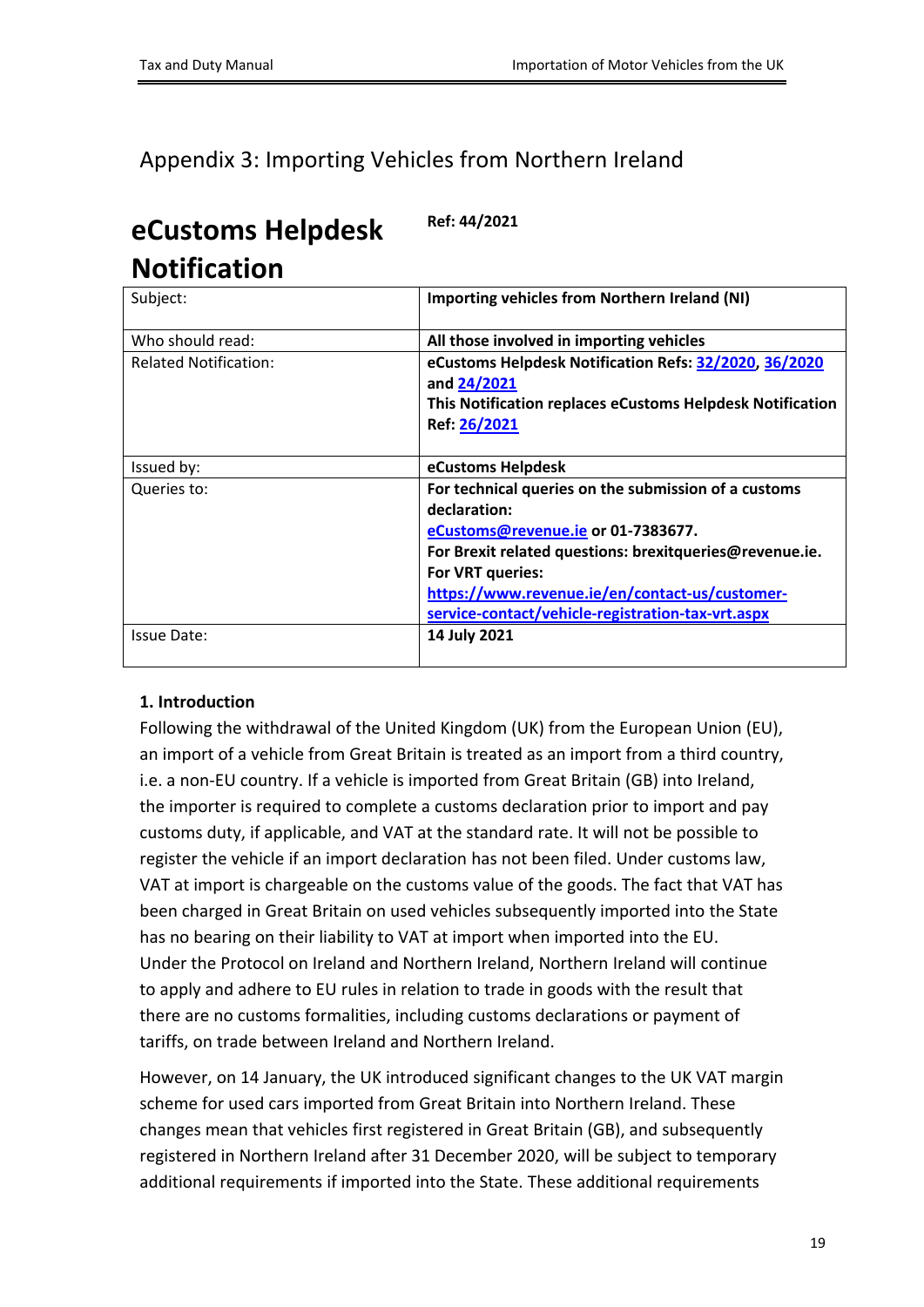## Appendix 3: Importing Vehicles from Northern Ireland

# eCustoms Helpdesk Notification

**Ref: 44/2021**

| Subject: | **Importing vehicles from Northern Ireland (NI)** |
|---|---|
| Who should read: | **All those involved in importing vehicles** |
| Related Notification: | **eCustoms Helpdesk Notification Refs: 32/2020, 36/2020 and 24/2021**<br>**This Notification replaces eCustoms Helpdesk Notification Ref: 26/2021** |
| Issued by: | **eCustoms Helpdesk** |
| Queries to: | **For technical queries on the submission of a customs declaration:**<br>**eCustoms@revenue.ie or 01-7383677.**<br>**For Brexit related questions: brexitqueries@revenue.ie.**<br>**For VRT queries:**<br>**https://www.revenue.ie/en/contact-us/customer-service-contact/vehicle-registration-tax-vrt.aspx** |
| Issue Date: | **14 July 2021** |

**1. Introduction**

Following the withdrawal of the United Kingdom (UK) from the European Union (EU), an import of a vehicle from Great Britain is treated as an import from a third country, i.e. a non-EU country. If a vehicle is imported from Great Britain (GB) into Ireland, the importer is required to complete a customs declaration prior to import and pay customs duty, if applicable, and VAT at the standard rate. It will not be possible to register the vehicle if an import declaration has not been filed. Under customs law, VAT at import is chargeable on the customs value of the goods. The fact that VAT has been charged in Great Britain on used vehicles subsequently imported into the State has no bearing on their liability to VAT at import when imported into the EU. Under the Protocol on Ireland and Northern Ireland, Northern Ireland will continue to apply and adhere to EU rules in relation to trade in goods with the result that there are no customs formalities, including customs declarations or payment of tariffs, on trade between Ireland and Northern Ireland.

However, on 14 January, the UK introduced significant changes to the UK VAT margin scheme for used cars imported from Great Britain into Northern Ireland. These changes mean that vehicles first registered in Great Britain (GB), and subsequently registered in Northern Ireland after 31 December 2020, will be subject to temporary additional requirements if imported into the State. These additional requirements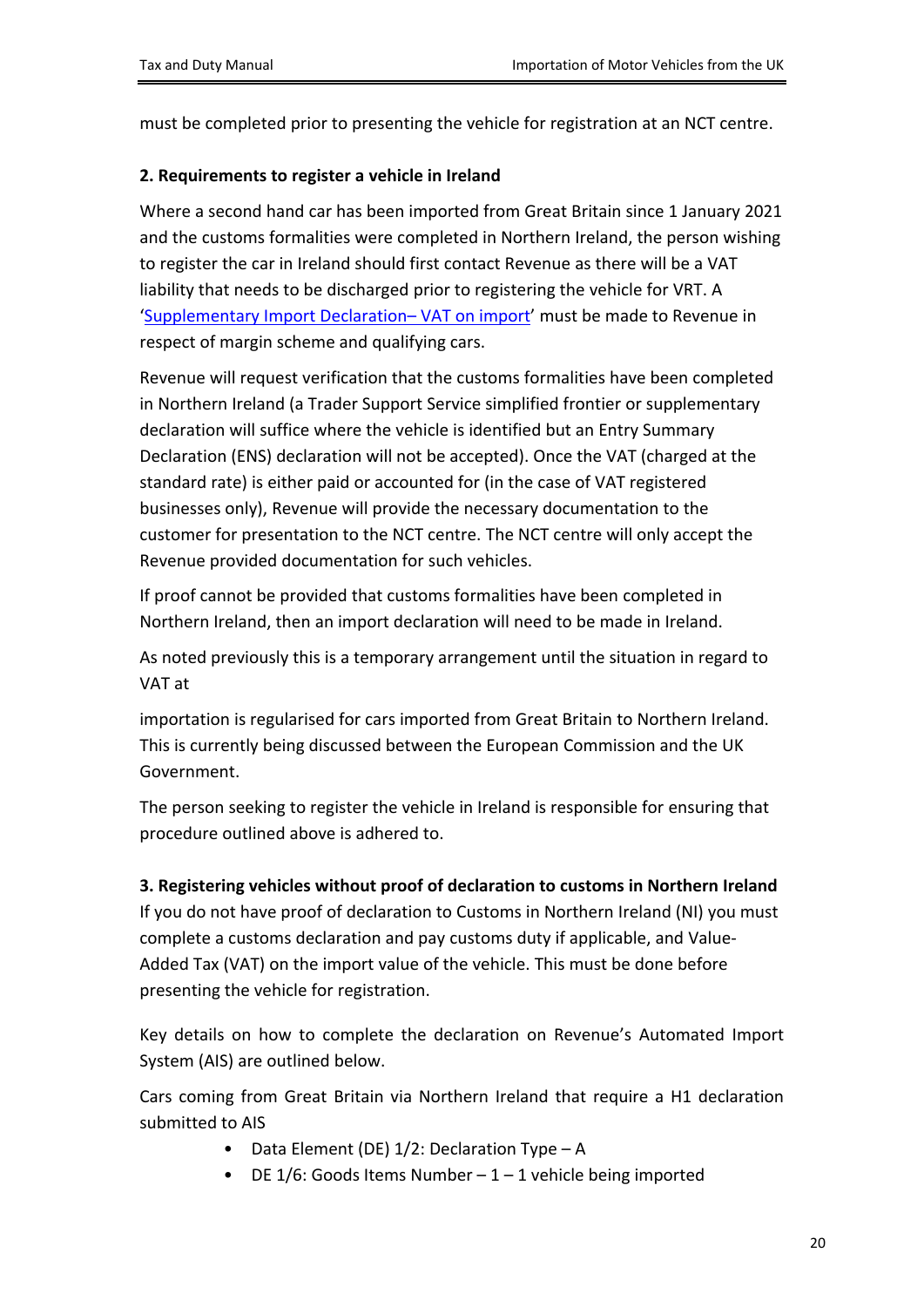must be completed prior to presenting the vehicle for registration at an NCT centre.

## 2. Requirements to register a vehicle in Ireland

Where a second hand car has been imported from Great Britain since 1 January 2021 and the customs formalities were completed in Northern Ireland, the person wishing to register the car in Ireland should first contact Revenue as there will be a VAT liability that needs to be discharged prior to registering the vehicle for VRT. A 'Supplementary Import Declaration– VAT on import' must be made to Revenue in respect of margin scheme and qualifying cars.

Revenue will request verification that the customs formalities have been completed in Northern Ireland (a Trader Support Service simplified frontier or supplementary declaration will suffice where the vehicle is identified but an Entry Summary Declaration (ENS) declaration will not be accepted). Once the VAT (charged at the standard rate) is either paid or accounted for (in the case of VAT registered businesses only), Revenue will provide the necessary documentation to the customer for presentation to the NCT centre. The NCT centre will only accept the Revenue provided documentation for such vehicles.

If proof cannot be provided that customs formalities have been completed in Northern Ireland, then an import declaration will need to be made in Ireland.

As noted previously this is a temporary arrangement until the situation in regard to VAT at

importation is regularised for cars imported from Great Britain to Northern Ireland. This is currently being discussed between the European Commission and the UK Government.

The person seeking to register the vehicle in Ireland is responsible for ensuring that procedure outlined above is adhered to.

## 3. Registering vehicles without proof of declaration to customs in Northern Ireland

If you do not have proof of declaration to Customs in Northern Ireland (NI) you must complete a customs declaration and pay customs duty if applicable, and Value-Added Tax (VAT) on the import value of the vehicle. This must be done before presenting the vehicle for registration.

Key details on how to complete the declaration on Revenue's Automated Import System (AIS) are outlined below.

Cars coming from Great Britain via Northern Ireland that require a H1 declaration submitted to AIS

- Data Element (DE) 1/2: Declaration Type – A
- DE 1/6: Goods Items Number – 1 – 1 vehicle being imported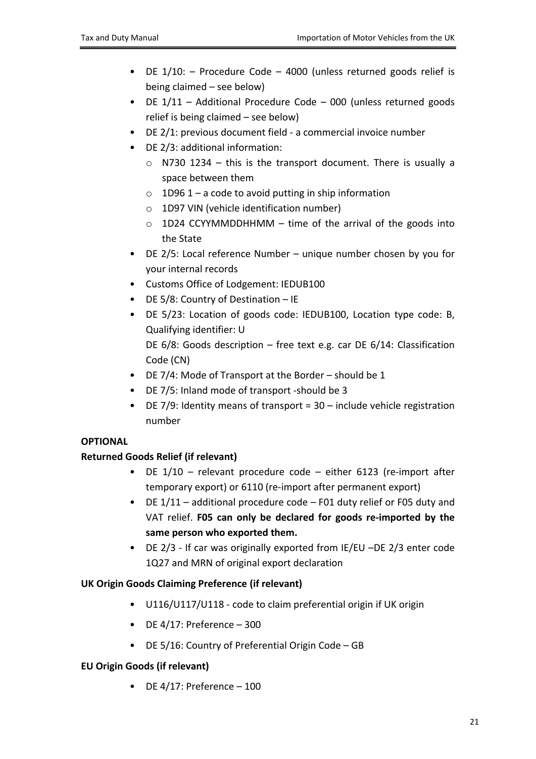- DE 1/10: – Procedure Code – 4000 (unless returned goods relief is being claimed – see below)
- DE 1/11 – Additional Procedure Code – 000 (unless returned goods relief is being claimed – see below)
- DE 2/1: previous document field - a commercial invoice number
- DE 2/3: additional information:
    - N730 1234 – this is the transport document. There is usually a space between them
    - 1D96 1 – a code to avoid putting in ship information
    - 1D97 VIN (vehicle identification number)
    - 1D24 CCYYMMDDHHMM – time of the arrival of the goods into the State
- DE 2/5: Local reference Number – unique number chosen by you for your internal records
- Customs Office of Lodgement: IEDUB100
- DE 5/8: Country of Destination – IE
- DE 5/23: Location of goods code: IEDUB100, Location type code: B, Qualifying identifier: U
  DE 6/8: Goods description – free text e.g. car DE 6/14: Classification Code (CN)
- DE 7/4: Mode of Transport at the Border – should be 1
- DE 7/5: Inland mode of transport -should be 3
- DE 7/9: Identity means of transport = 30 – include vehicle registration number

**OPTIONAL**

**Returned Goods Relief (if relevant)**

- DE 1/10 – relevant procedure code – either 6123 (re-import after temporary export) or 6110 (re-import after permanent export)
- DE 1/11 – additional procedure code – F01 duty relief or F05 duty and VAT relief. **F05 can only be declared for goods re-imported by the same person who exported them.**
- DE 2/3 - If car was originally exported from IE/EU –DE 2/3 enter code 1Q27 and MRN of original export declaration

**UK Origin Goods Claiming Preference (if relevant)**

- U116/U117/U118 - code to claim preferential origin if UK origin
- DE 4/17: Preference – 300
- DE 5/16: Country of Preferential Origin Code – GB

**EU Origin Goods (if relevant)**

- DE 4/17: Preference – 100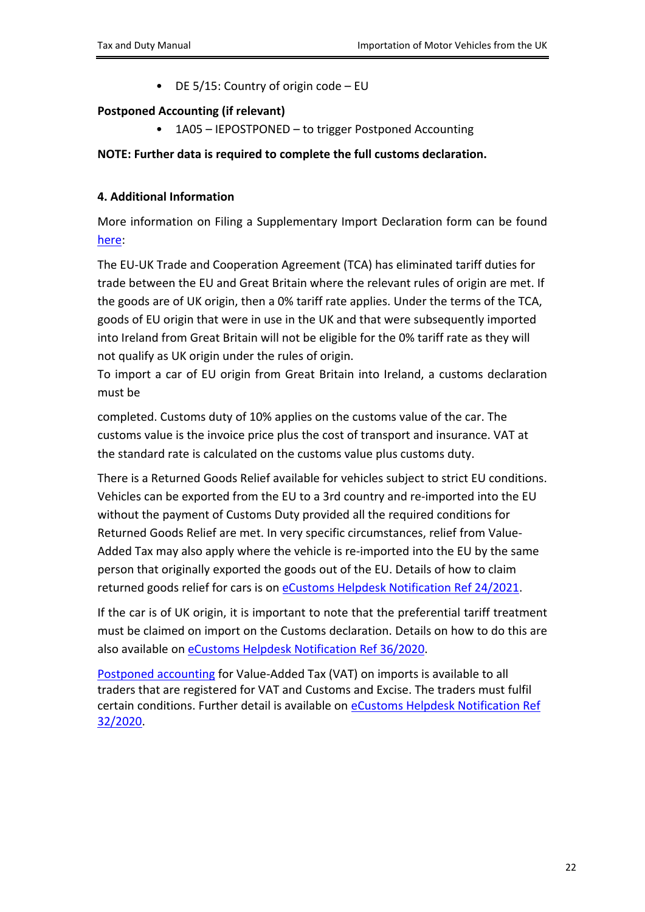- DE 5/15: Country of origin code – EU

**Postponed Accounting (if relevant)**

- 1A05 – IEPOSTPONED – to trigger Postponed Accounting

**NOTE: Further data is required to complete the full customs declaration.**

## 4. Additional Information

More information on Filing a Supplementary Import Declaration form can be found here:

The EU-UK Trade and Cooperation Agreement (TCA) has eliminated tariff duties for trade between the EU and Great Britain where the relevant rules of origin are met. If the goods are of UK origin, then a 0% tariff rate applies. Under the terms of the TCA, goods of EU origin that were in use in the UK and that were subsequently imported into Ireland from Great Britain will not be eligible for the 0% tariff rate as they will not qualify as UK origin under the rules of origin.

To import a car of EU origin from Great Britain into Ireland, a customs declaration must be completed. Customs duty of 10% applies on the customs value of the car. The customs value is the invoice price plus the cost of transport and insurance. VAT at the standard rate is calculated on the customs value plus customs duty.

There is a Returned Goods Relief available for vehicles subject to strict EU conditions. Vehicles can be exported from the EU to a 3rd country and re-imported into the EU without the payment of Customs Duty provided all the required conditions for Returned Goods Relief are met. In very specific circumstances, relief from Value-Added Tax may also apply where the vehicle is re-imported into the EU by the same person that originally exported the goods out of the EU. Details of how to claim returned goods relief for cars is on eCustoms Helpdesk Notification Ref 24/2021.

If the car is of UK origin, it is important to note that the preferential tariff treatment must be claimed on import on the Customs declaration. Details on how to do this are also available on eCustoms Helpdesk Notification Ref 36/2020.

Postponed accounting for Value-Added Tax (VAT) on imports is available to all traders that are registered for VAT and Customs and Excise. The traders must fulfil certain conditions. Further detail is available on eCustoms Helpdesk Notification Ref 32/2020.